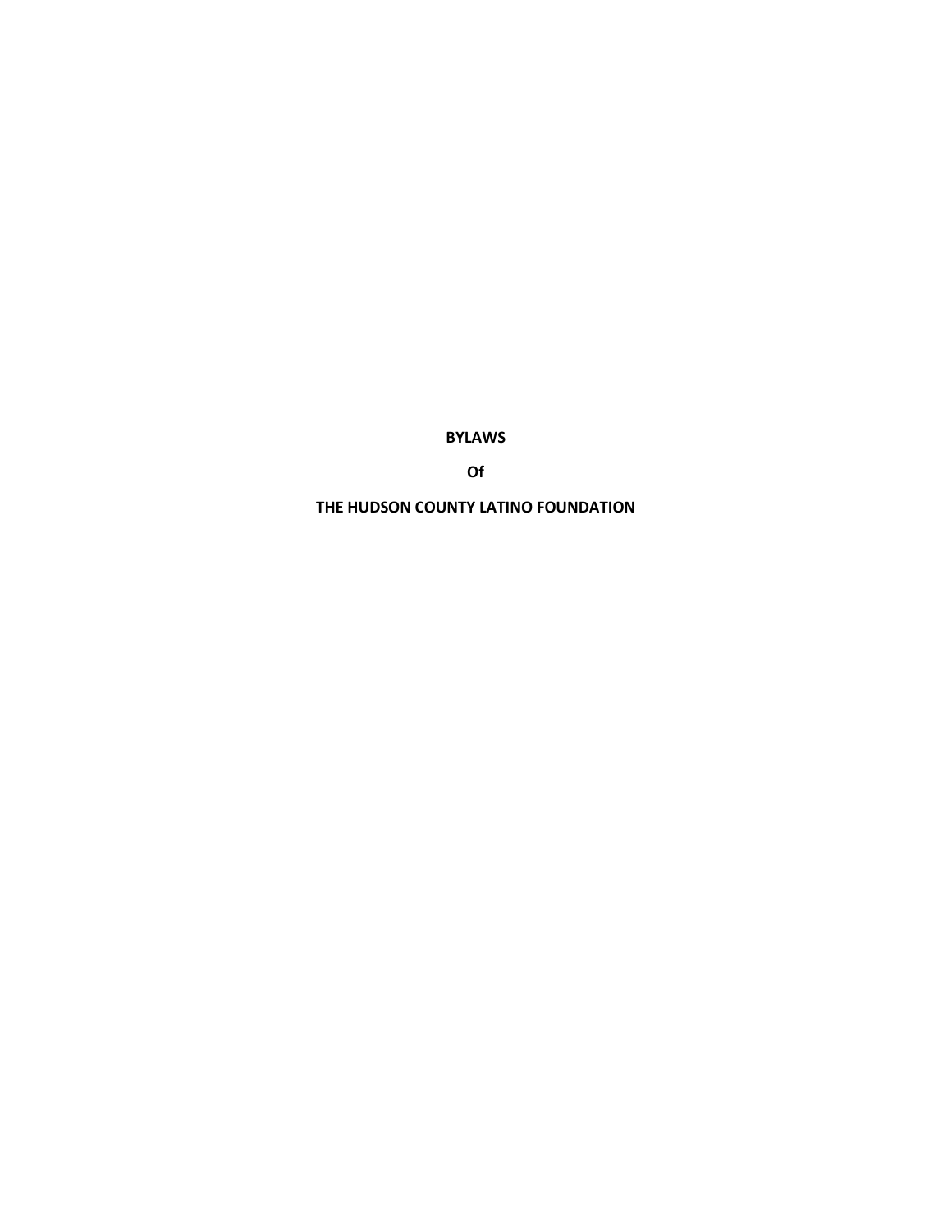**BYLAWS**

**Of**

**THE HUDSON COUNTY LATINO FOUNDATION**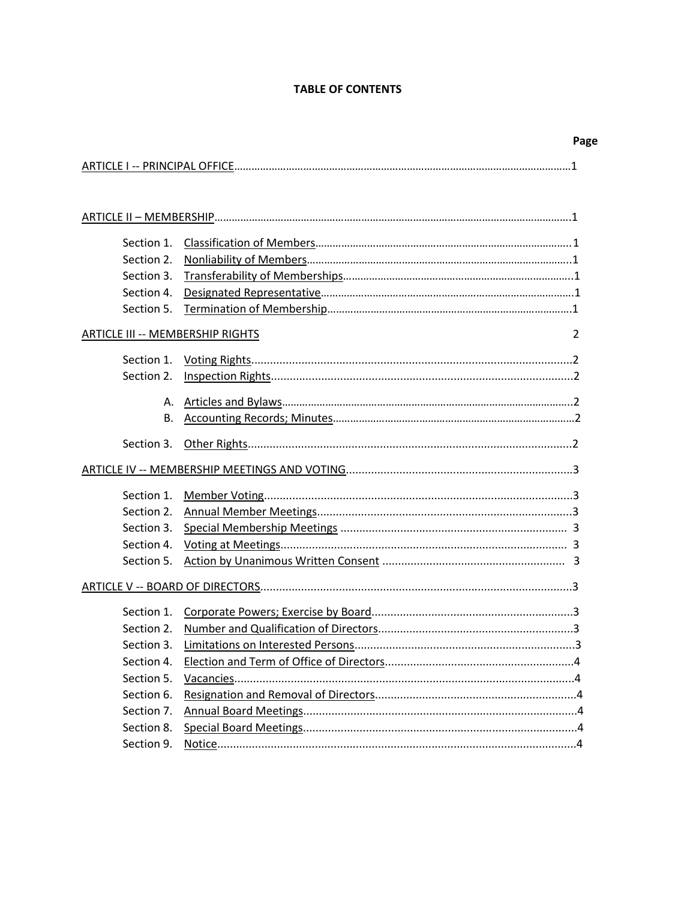# TABLE OF CONTENTS

| | | Page |
|---|---|---|
| ARTICLE I -- PRINCIPAL OFFICE | | 1 |
| ARTICLE II – MEMBERSHIP | | 1 |
| Section 1. | Classification of Members | 1 |
| Section 2. | Nonliability of Members | 1 |
| Section 3. | Transferability of Memberships | 1 |
| Section 4. | Designated Representative | 1 |
| Section 5. | Termination of Membership | 1 |
| ARTICLE III -- MEMBERSHIP RIGHTS | | 2 |
| Section 1. | Voting Rights | 2 |
| Section 2. | Inspection Rights | 2 |
| A. | Articles and Bylaws | 2 |
| B. | Accounting Records; Minutes | 2 |
| Section 3. | Other Rights | 2 |
| ARTICLE IV -- MEMBERSHIP MEETINGS AND VOTING | | 3 |
| Section 1. | Member Voting | 3 |
| Section 2. | Annual Member Meetings | 3 |
| Section 3. | Special Membership Meetings | 3 |
| Section 4. | Voting at Meetings | 3 |
| Section 5. | Action by Unanimous Written Consent | 3 |
| ARTICLE V -- BOARD OF DIRECTORS | | 3 |
| Section 1. | Corporate Powers; Exercise by Board | 3 |
| Section 2. | Number and Qualification of Directors | 3 |
| Section 3. | Limitations on Interested Persons | 3 |
| Section 4. | Election and Term of Office of Directors | 4 |
| Section 5. | Vacancies | 4 |
| Section 6. | Resignation and Removal of Directors | 4 |
| Section 7. | Annual Board Meetings | 4 |
| Section 8. | Special Board Meetings | 4 |
| Section 9. | Notice | 4 |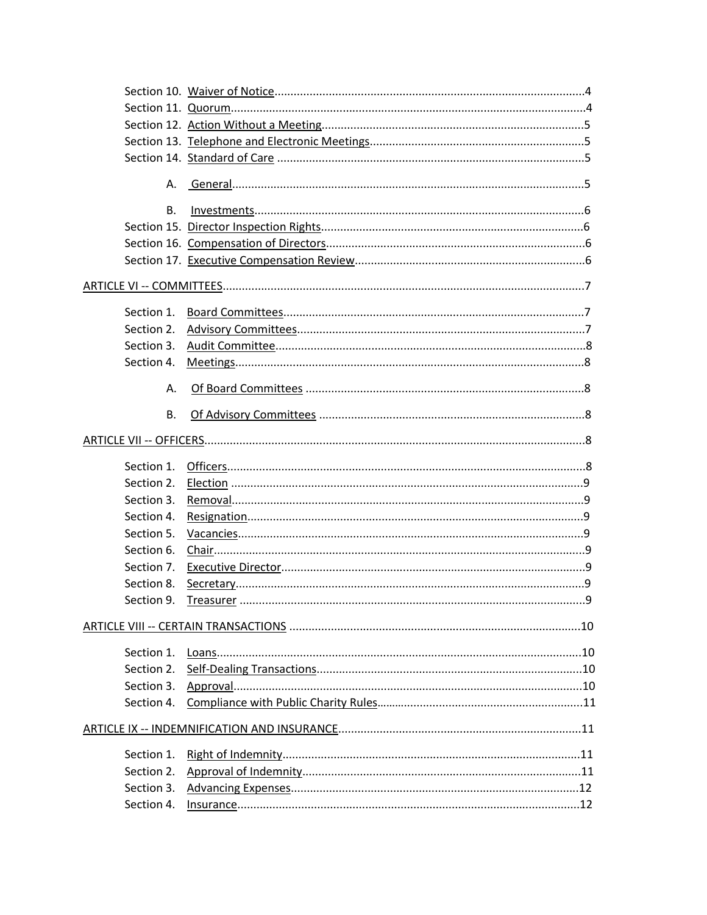Section 10. Waiver of Notice....................................................................................................4
Section 11. Quorum.................................................................................................................4
Section 12. Action Without a Meeting.....................................................................................5
Section 13. Telephone and Electronic Meetings......................................................................5
Section 14. Standard of Care ...................................................................................................5

A. General.................................................................................................................5

B. Investments.........................................................................................................6

Section 15. Director Inspection Rights.....................................................................................6
Section 16. Compensation of Directors....................................................................................6
Section 17. Executive Compensation Review...........................................................................6

ARTICLE VI -- COMMITTEES........................................................................................................7

Section 1. Board Committees.................................................................................................7
Section 2. Advisory Committees.............................................................................................7
Section 3. Audit Committee...................................................................................................8
Section 4. Meetings...............................................................................................................8

A. Of Board Committees .........................................................................................8

B. Of Advisory Committees .....................................................................................8

ARTICLE VII -- OFFICERS.............................................................................................................8

Section 1. Officers..................................................................................................................8
Section 2. Election .................................................................................................................9
Section 3. Removal.................................................................................................................9
Section 4. Resignation............................................................................................................9
Section 5. Vacancies...............................................................................................................9
Section 6. Chair.......................................................................................................................9
Section 7. Executive Director.................................................................................................9
Section 8. Secretary................................................................................................................9
Section 9. Treasurer ...............................................................................................................9

ARTICLE VIII -- CERTAIN TRANSACTIONS .................................................................................10

Section 1. Loans....................................................................................................................10
Section 2. Self-Dealing Transactions.....................................................................................10
Section 3. Approval...............................................................................................................10
Section 4. Compliance with Public Charity Rules..................................................................11

ARTICLE IX -- INDEMNIFICATION AND INSURANCE..................................................................11

Section 1. Right of Indemnity...............................................................................................11
Section 2. Approval of Indemnity.........................................................................................11
Section 3. Advancing Expenses.............................................................................................12
Section 4. Insurance.............................................................................................................12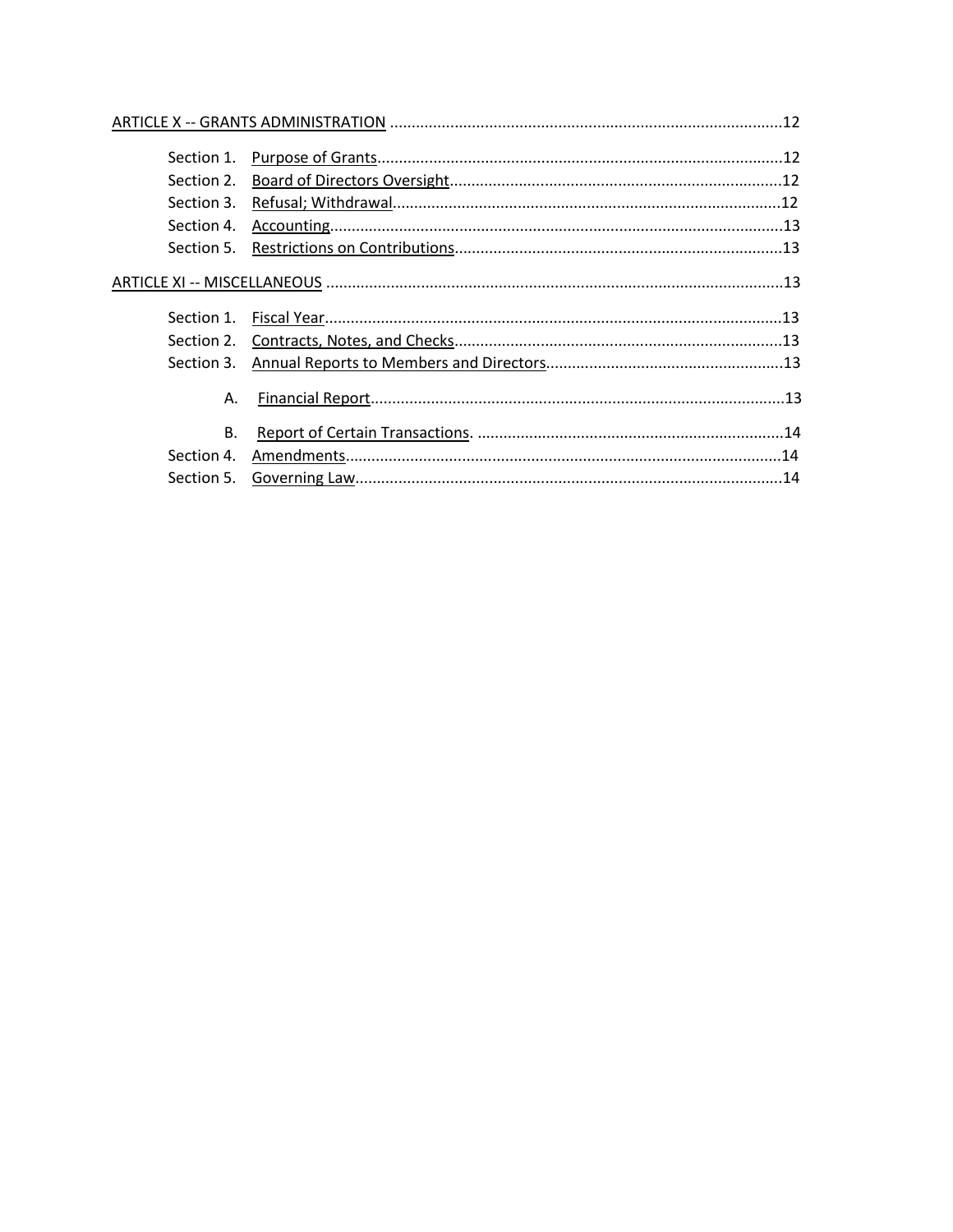ARTICLE X -- GRANTS ADMINISTRATION ....................................................................................12

Section 1. Purpose of Grants..............................................................................................12
Section 2. Board of Directors Oversight.............................................................................12
Section 3. Refusal; Withdrawal...........................................................................................12
Section 4. Accounting.........................................................................................................13
Section 5. Restrictions on Contributions............................................................................13

ARTICLE XI -- MISCELLANEOUS ..........................................................................................13

Section 1. Fiscal Year..........................................................................................................13
Section 2. Contracts, Notes, and Checks.............................................................................13
Section 3. Annual Reports to Members and Directors.......................................................13

A. Financial Report.................................................................................................13

B. Report of Certain Transactions. ........................................................................14

Section 4. Amendments......................................................................................................14
Section 5. Governing Law...................................................................................................14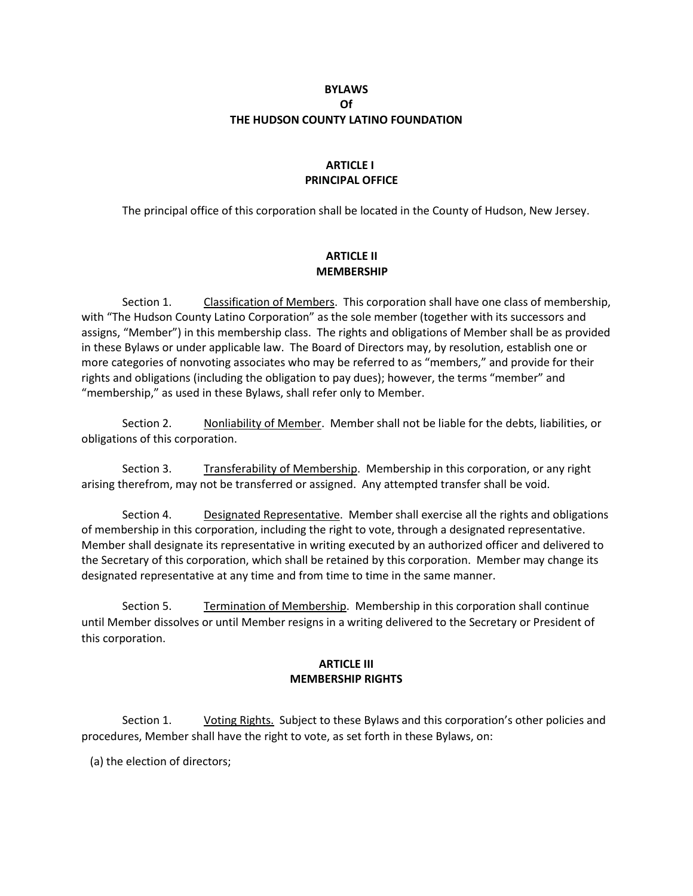**BYLAWS**
**Of**
**THE HUDSON COUNTY LATINO FOUNDATION**

## ARTICLE I
## PRINCIPAL OFFICE

The principal office of this corporation shall be located in the County of Hudson, New Jersey.

## ARTICLE II
## MEMBERSHIP

Section 1. Classification of Members. This corporation shall have one class of membership, with "The Hudson County Latino Corporation" as the sole member (together with its successors and assigns, "Member") in this membership class. The rights and obligations of Member shall be as provided in these Bylaws or under applicable law. The Board of Directors may, by resolution, establish one or more categories of nonvoting associates who may be referred to as "members," and provide for their rights and obligations (including the obligation to pay dues); however, the terms "member" and "membership," as used in these Bylaws, shall refer only to Member.

Section 2. Nonliability of Member. Member shall not be liable for the debts, liabilities, or obligations of this corporation.

Section 3. Transferability of Membership. Membership in this corporation, or any right arising therefrom, may not be transferred or assigned. Any attempted transfer shall be void.

Section 4. Designated Representative. Member shall exercise all the rights and obligations of membership in this corporation, including the right to vote, through a designated representative. Member shall designate its representative in writing executed by an authorized officer and delivered to the Secretary of this corporation, which shall be retained by this corporation. Member may change its designated representative at any time and from time to time in the same manner.

Section 5. Termination of Membership. Membership in this corporation shall continue until Member dissolves or until Member resigns in a writing delivered to the Secretary or President of this corporation.

## ARTICLE III
## MEMBERSHIP RIGHTS

Section 1. Voting Rights. Subject to these Bylaws and this corporation's other policies and procedures, Member shall have the right to vote, as set forth in these Bylaws, on:

(a) the election of directors;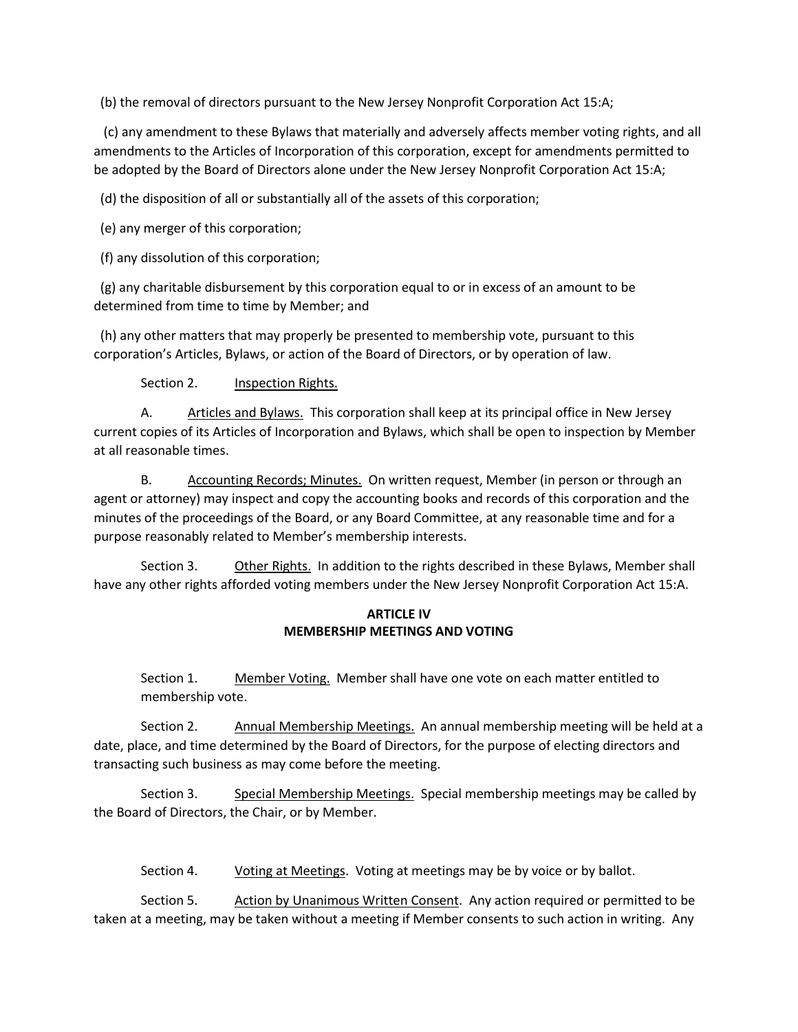(b) the removal of directors pursuant to the New Jersey Nonprofit Corporation Act 15:A;

(c) any amendment to these Bylaws that materially and adversely affects member voting rights, and all amendments to the Articles of Incorporation of this corporation, except for amendments permitted to be adopted by the Board of Directors alone under the New Jersey Nonprofit Corporation Act 15:A;

(d) the disposition of all or substantially all of the assets of this corporation;

(e) any merger of this corporation;

(f) any dissolution of this corporation;

(g) any charitable disbursement by this corporation equal to or in excess of an amount to be determined from time to time by Member; and

(h) any other matters that may properly be presented to membership vote, pursuant to this corporation's Articles, Bylaws, or action of the Board of Directors, or by operation of law.

Section 2. Inspection Rights.

A. Articles and Bylaws. This corporation shall keep at its principal office in New Jersey current copies of its Articles of Incorporation and Bylaws, which shall be open to inspection by Member at all reasonable times.

B. Accounting Records; Minutes. On written request, Member (in person or through an agent or attorney) may inspect and copy the accounting books and records of this corporation and the minutes of the proceedings of the Board, or any Board Committee, at any reasonable time and for a purpose reasonably related to Member's membership interests.

Section 3. Other Rights. In addition to the rights described in these Bylaws, Member shall have any other rights afforded voting members under the New Jersey Nonprofit Corporation Act 15:A.

## ARTICLE IV
## MEMBERSHIP MEETINGS AND VOTING

Section 1. Member Voting. Member shall have one vote on each matter entitled to membership vote.

Section 2. Annual Membership Meetings. An annual membership meeting will be held at a date, place, and time determined by the Board of Directors, for the purpose of electing directors and transacting such business as may come before the meeting.

Section 3. Special Membership Meetings. Special membership meetings may be called by the Board of Directors, the Chair, or by Member.

Section 4. Voting at Meetings. Voting at meetings may be by voice or by ballot.

Section 5. Action by Unanimous Written Consent. Any action required or permitted to be taken at a meeting, may be taken without a meeting if Member consents to such action in writing. Any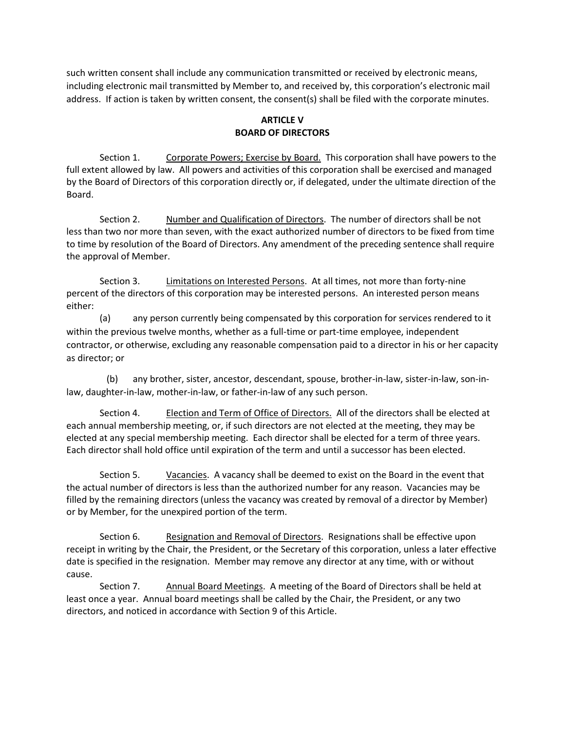such written consent shall include any communication transmitted or received by electronic means, including electronic mail transmitted by Member to, and received by, this corporation's electronic mail address. If action is taken by written consent, the consent(s) shall be filed with the corporate minutes.

## ARTICLE V
## BOARD OF DIRECTORS

Section 1. Corporate Powers; Exercise by Board. This corporation shall have powers to the full extent allowed by law. All powers and activities of this corporation shall be exercised and managed by the Board of Directors of this corporation directly or, if delegated, under the ultimate direction of the Board.

Section 2. Number and Qualification of Directors. The number of directors shall be not less than two nor more than seven, with the exact authorized number of directors to be fixed from time to time by resolution of the Board of Directors. Any amendment of the preceding sentence shall require the approval of Member.

Section 3. Limitations on Interested Persons. At all times, not more than forty-nine percent of the directors of this corporation may be interested persons. An interested person means either:

(a) any person currently being compensated by this corporation for services rendered to it within the previous twelve months, whether as a full-time or part-time employee, independent contractor, or otherwise, excluding any reasonable compensation paid to a director in his or her capacity as director; or

(b) any brother, sister, ancestor, descendant, spouse, brother-in-law, sister-in-law, son-in-law, daughter-in-law, mother-in-law, or father-in-law of any such person.

Section 4. Election and Term of Office of Directors. All of the directors shall be elected at each annual membership meeting, or, if such directors are not elected at the meeting, they may be elected at any special membership meeting. Each director shall be elected for a term of three years. Each director shall hold office until expiration of the term and until a successor has been elected.

Section 5. Vacancies. A vacancy shall be deemed to exist on the Board in the event that the actual number of directors is less than the authorized number for any reason. Vacancies may be filled by the remaining directors (unless the vacancy was created by removal of a director by Member) or by Member, for the unexpired portion of the term.

Section 6. Resignation and Removal of Directors. Resignations shall be effective upon receipt in writing by the Chair, the President, or the Secretary of this corporation, unless a later effective date is specified in the resignation. Member may remove any director at any time, with or without cause.

Section 7. Annual Board Meetings. A meeting of the Board of Directors shall be held at least once a year. Annual board meetings shall be called by the Chair, the President, or any two directors, and noticed in accordance with Section 9 of this Article.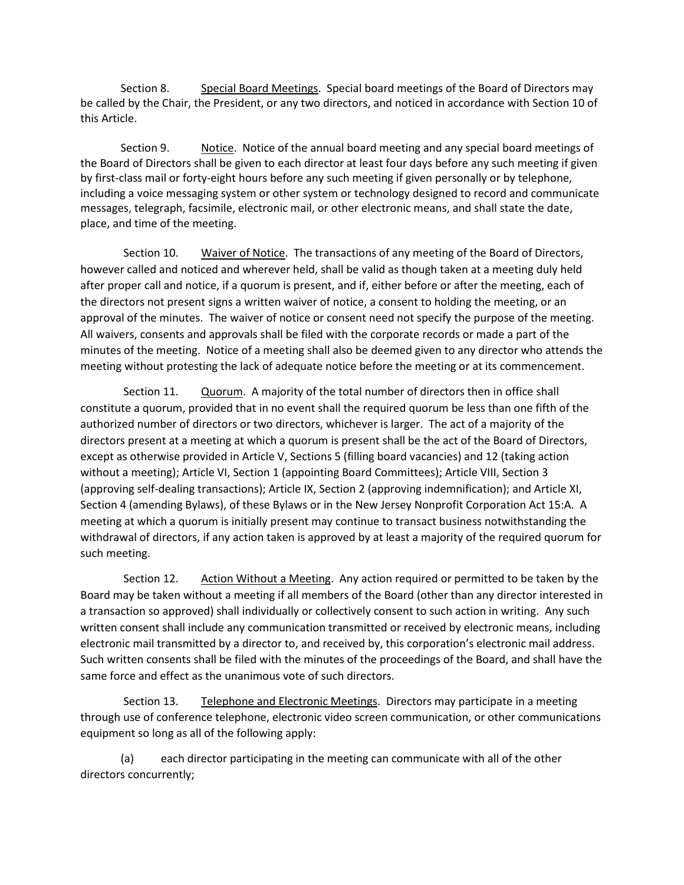Section 8. Special Board Meetings. Special board meetings of the Board of Directors may be called by the Chair, the President, or any two directors, and noticed in accordance with Section 10 of this Article.

Section 9. Notice. Notice of the annual board meeting and any special board meetings of the Board of Directors shall be given to each director at least four days before any such meeting if given by first-class mail or forty-eight hours before any such meeting if given personally or by telephone, including a voice messaging system or other system or technology designed to record and communicate messages, telegraph, facsimile, electronic mail, or other electronic means, and shall state the date, place, and time of the meeting.

Section 10. Waiver of Notice. The transactions of any meeting of the Board of Directors, however called and noticed and wherever held, shall be valid as though taken at a meeting duly held after proper call and notice, if a quorum is present, and if, either before or after the meeting, each of the directors not present signs a written waiver of notice, a consent to holding the meeting, or an approval of the minutes. The waiver of notice or consent need not specify the purpose of the meeting. All waivers, consents and approvals shall be filed with the corporate records or made a part of the minutes of the meeting. Notice of a meeting shall also be deemed given to any director who attends the meeting without protesting the lack of adequate notice before the meeting or at its commencement.

Section 11. Quorum. A majority of the total number of directors then in office shall constitute a quorum, provided that in no event shall the required quorum be less than one fifth of the authorized number of directors or two directors, whichever is larger. The act of a majority of the directors present at a meeting at which a quorum is present shall be the act of the Board of Directors, except as otherwise provided in Article V, Sections 5 (filling board vacancies) and 12 (taking action without a meeting); Article VI, Section 1 (appointing Board Committees); Article VIII, Section 3 (approving self-dealing transactions); Article IX, Section 2 (approving indemnification); and Article XI, Section 4 (amending Bylaws), of these Bylaws or in the New Jersey Nonprofit Corporation Act 15:A. A meeting at which a quorum is initially present may continue to transact business notwithstanding the withdrawal of directors, if any action taken is approved by at least a majority of the required quorum for such meeting.

Section 12. Action Without a Meeting. Any action required or permitted to be taken by the Board may be taken without a meeting if all members of the Board (other than any director interested in a transaction so approved) shall individually or collectively consent to such action in writing. Any such written consent shall include any communication transmitted or received by electronic means, including electronic mail transmitted by a director to, and received by, this corporation's electronic mail address. Such written consents shall be filed with the minutes of the proceedings of the Board, and shall have the same force and effect as the unanimous vote of such directors.

Section 13. Telephone and Electronic Meetings. Directors may participate in a meeting through use of conference telephone, electronic video screen communication, or other communications equipment so long as all of the following apply:

(a) each director participating in the meeting can communicate with all of the other directors concurrently;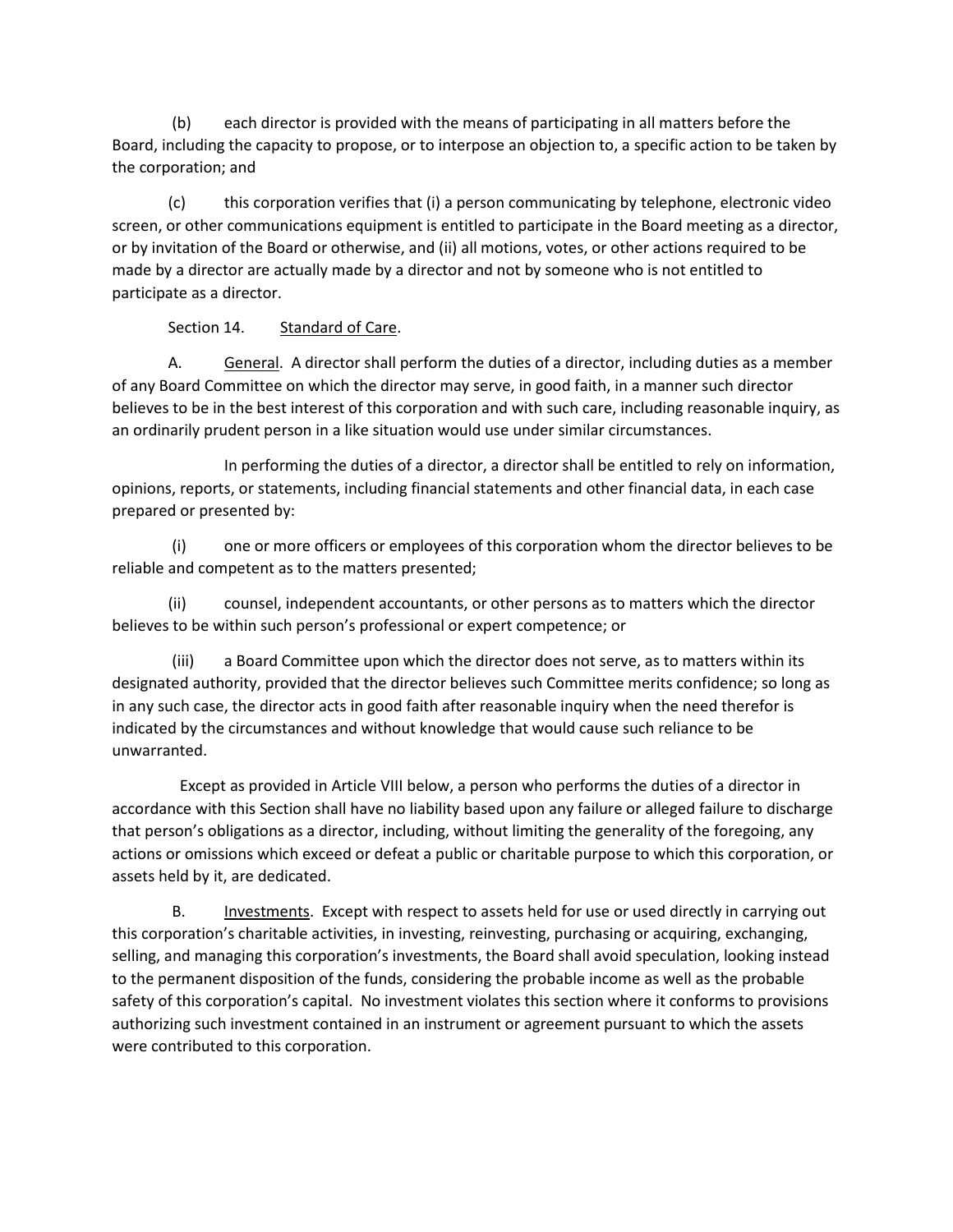(b) each director is provided with the means of participating in all matters before the Board, including the capacity to propose, or to interpose an objection to, a specific action to be taken by the corporation; and

(c) this corporation verifies that (i) a person communicating by telephone, electronic video screen, or other communications equipment is entitled to participate in the Board meeting as a director, or by invitation of the Board or otherwise, and (ii) all motions, votes, or other actions required to be made by a director are actually made by a director and not by someone who is not entitled to participate as a director.

Section 14. Standard of Care.

A. General. A director shall perform the duties of a director, including duties as a member of any Board Committee on which the director may serve, in good faith, in a manner such director believes to be in the best interest of this corporation and with such care, including reasonable inquiry, as an ordinarily prudent person in a like situation would use under similar circumstances.

In performing the duties of a director, a director shall be entitled to rely on information, opinions, reports, or statements, including financial statements and other financial data, in each case prepared or presented by:

(i) one or more officers or employees of this corporation whom the director believes to be reliable and competent as to the matters presented;

(ii) counsel, independent accountants, or other persons as to matters which the director believes to be within such person's professional or expert competence; or

(iii) a Board Committee upon which the director does not serve, as to matters within its designated authority, provided that the director believes such Committee merits confidence; so long as in any such case, the director acts in good faith after reasonable inquiry when the need therefor is indicated by the circumstances and without knowledge that would cause such reliance to be unwarranted.

Except as provided in Article VIII below, a person who performs the duties of a director in accordance with this Section shall have no liability based upon any failure or alleged failure to discharge that person's obligations as a director, including, without limiting the generality of the foregoing, any actions or omissions which exceed or defeat a public or charitable purpose to which this corporation, or assets held by it, are dedicated.

B. Investments. Except with respect to assets held for use or used directly in carrying out this corporation's charitable activities, in investing, reinvesting, purchasing or acquiring, exchanging, selling, and managing this corporation's investments, the Board shall avoid speculation, looking instead to the permanent disposition of the funds, considering the probable income as well as the probable safety of this corporation's capital. No investment violates this section where it conforms to provisions authorizing such investment contained in an instrument or agreement pursuant to which the assets were contributed to this corporation.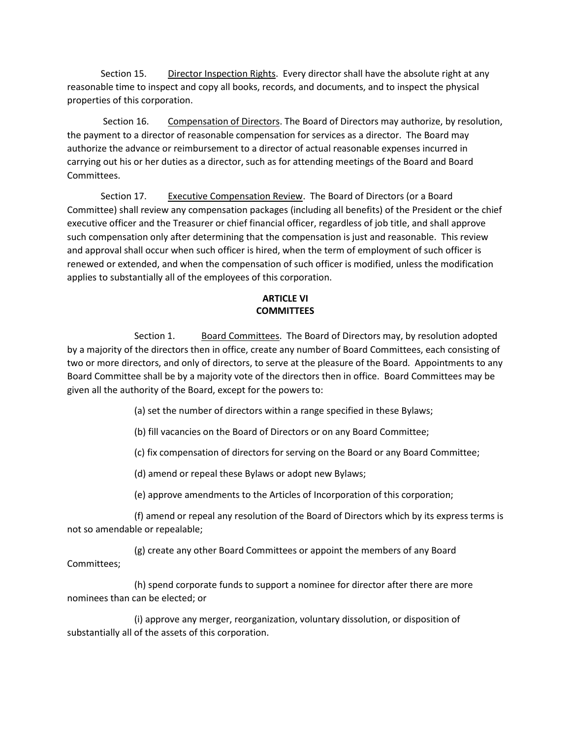Section 15. Director Inspection Rights. Every director shall have the absolute right at any reasonable time to inspect and copy all books, records, and documents, and to inspect the physical properties of this corporation.

Section 16. Compensation of Directors. The Board of Directors may authorize, by resolution, the payment to a director of reasonable compensation for services as a director. The Board may authorize the advance or reimbursement to a director of actual reasonable expenses incurred in carrying out his or her duties as a director, such as for attending meetings of the Board and Board Committees.

Section 17. Executive Compensation Review. The Board of Directors (or a Board Committee) shall review any compensation packages (including all benefits) of the President or the chief executive officer and the Treasurer or chief financial officer, regardless of job title, and shall approve such compensation only after determining that the compensation is just and reasonable. This review and approval shall occur when such officer is hired, when the term of employment of such officer is renewed or extended, and when the compensation of such officer is modified, unless the modification applies to substantially all of the employees of this corporation.

## ARTICLE VI
## COMMITTEES

Section 1. Board Committees. The Board of Directors may, by resolution adopted by a majority of the directors then in office, create any number of Board Committees, each consisting of two or more directors, and only of directors, to serve at the pleasure of the Board. Appointments to any Board Committee shall be by a majority vote of the directors then in office. Board Committees may be given all the authority of the Board, except for the powers to:

(a) set the number of directors within a range specified in these Bylaws;

(b) fill vacancies on the Board of Directors or on any Board Committee;

(c) fix compensation of directors for serving on the Board or any Board Committee;

(d) amend or repeal these Bylaws or adopt new Bylaws;

(e) approve amendments to the Articles of Incorporation of this corporation;

(f) amend or repeal any resolution of the Board of Directors which by its express terms is not so amendable or repealable;

(g) create any other Board Committees or appoint the members of any Board Committees;

(h) spend corporate funds to support a nominee for director after there are more nominees than can be elected; or

(i) approve any merger, reorganization, voluntary dissolution, or disposition of substantially all of the assets of this corporation.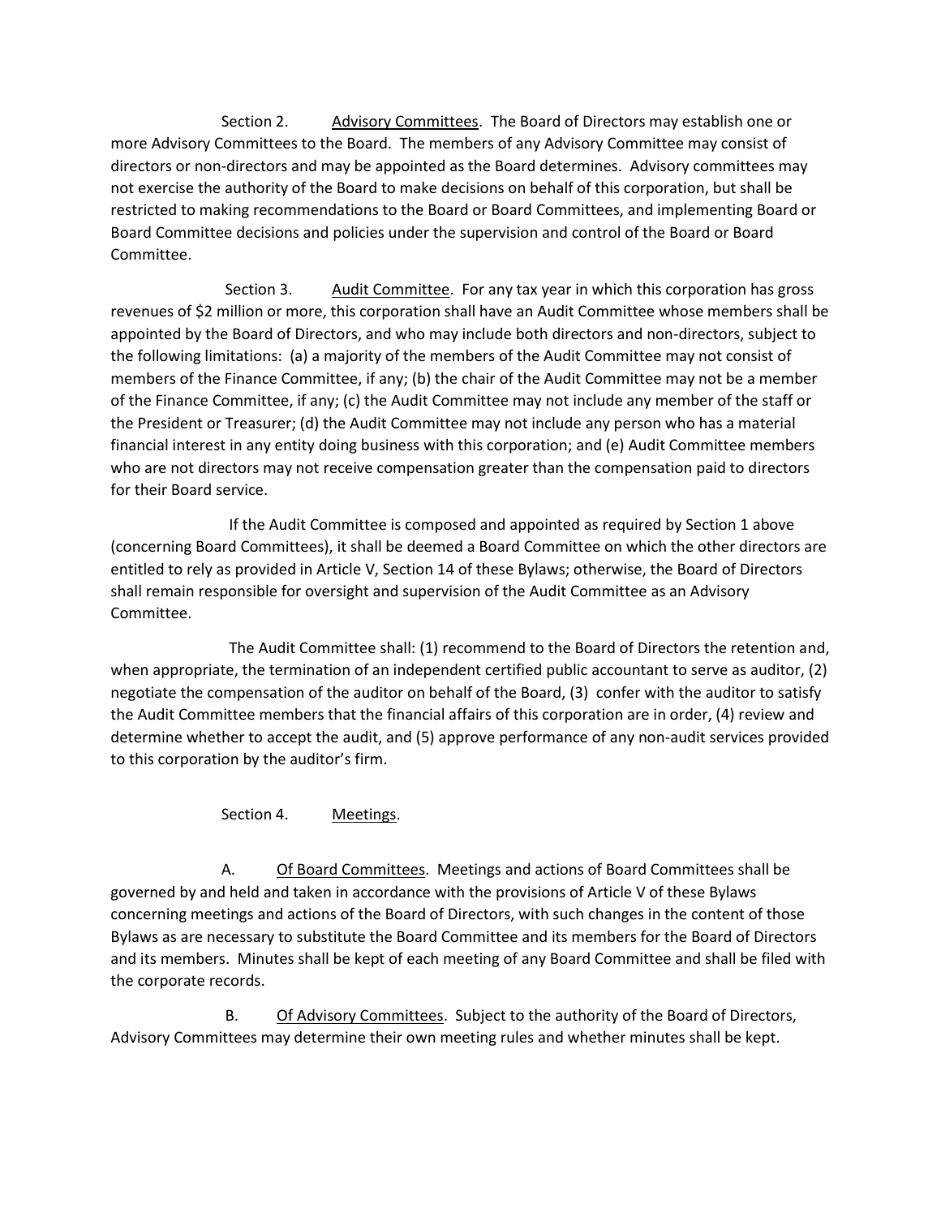Section 2. Advisory Committees. The Board of Directors may establish one or more Advisory Committees to the Board. The members of any Advisory Committee may consist of directors or non-directors and may be appointed as the Board determines. Advisory committees may not exercise the authority of the Board to make decisions on behalf of this corporation, but shall be restricted to making recommendations to the Board or Board Committees, and implementing Board or Board Committee decisions and policies under the supervision and control of the Board or Board Committee.

Section 3. Audit Committee. For any tax year in which this corporation has gross revenues of $2 million or more, this corporation shall have an Audit Committee whose members shall be appointed by the Board of Directors, and who may include both directors and non-directors, subject to the following limitations: (a) a majority of the members of the Audit Committee may not consist of members of the Finance Committee, if any; (b) the chair of the Audit Committee may not be a member of the Finance Committee, if any; (c) the Audit Committee may not include any member of the staff or the President or Treasurer; (d) the Audit Committee may not include any person who has a material financial interest in any entity doing business with this corporation; and (e) Audit Committee members who are not directors may not receive compensation greater than the compensation paid to directors for their Board service.

If the Audit Committee is composed and appointed as required by Section 1 above (concerning Board Committees), it shall be deemed a Board Committee on which the other directors are entitled to rely as provided in Article V, Section 14 of these Bylaws; otherwise, the Board of Directors shall remain responsible for oversight and supervision of the Audit Committee as an Advisory Committee.

The Audit Committee shall: (1) recommend to the Board of Directors the retention and, when appropriate, the termination of an independent certified public accountant to serve as auditor, (2) negotiate the compensation of the auditor on behalf of the Board, (3) confer with the auditor to satisfy the Audit Committee members that the financial affairs of this corporation are in order, (4) review and determine whether to accept the audit, and (5) approve performance of any non-audit services provided to this corporation by the auditor's firm.

Section 4. Meetings.

A. Of Board Committees. Meetings and actions of Board Committees shall be governed by and held and taken in accordance with the provisions of Article V of these Bylaws concerning meetings and actions of the Board of Directors, with such changes in the content of those Bylaws as are necessary to substitute the Board Committee and its members for the Board of Directors and its members. Minutes shall be kept of each meeting of any Board Committee and shall be filed with the corporate records.

B. Of Advisory Committees. Subject to the authority of the Board of Directors, Advisory Committees may determine their own meeting rules and whether minutes shall be kept.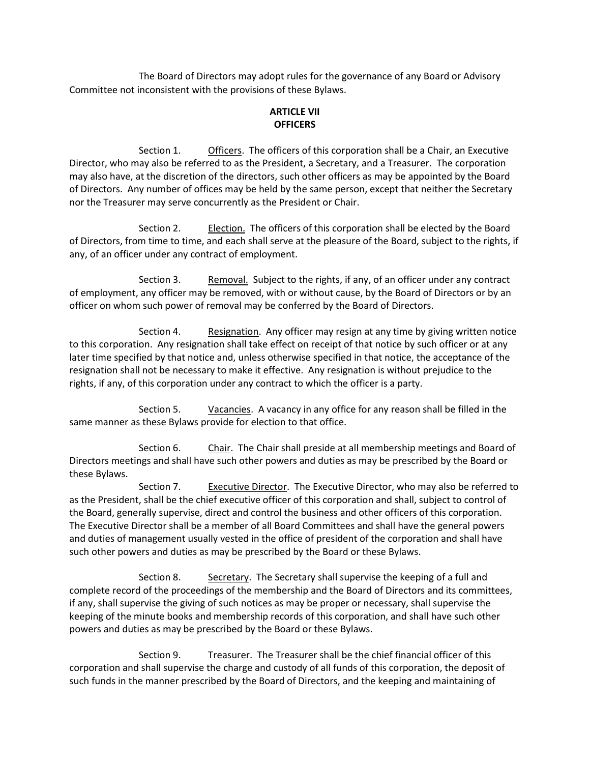The Board of Directors may adopt rules for the governance of any Board or Advisory Committee not inconsistent with the provisions of these Bylaws.

## ARTICLE VII
## OFFICERS

Section 1. Officers. The officers of this corporation shall be a Chair, an Executive Director, who may also be referred to as the President, a Secretary, and a Treasurer. The corporation may also have, at the discretion of the directors, such other officers as may be appointed by the Board of Directors. Any number of offices may be held by the same person, except that neither the Secretary nor the Treasurer may serve concurrently as the President or Chair.

Section 2. Election. The officers of this corporation shall be elected by the Board of Directors, from time to time, and each shall serve at the pleasure of the Board, subject to the rights, if any, of an officer under any contract of employment.

Section 3. Removal. Subject to the rights, if any, of an officer under any contract of employment, any officer may be removed, with or without cause, by the Board of Directors or by an officer on whom such power of removal may be conferred by the Board of Directors.

Section 4. Resignation. Any officer may resign at any time by giving written notice to this corporation. Any resignation shall take effect on receipt of that notice by such officer or at any later time specified by that notice and, unless otherwise specified in that notice, the acceptance of the resignation shall not be necessary to make it effective. Any resignation is without prejudice to the rights, if any, of this corporation under any contract to which the officer is a party.

Section 5. Vacancies. A vacancy in any office for any reason shall be filled in the same manner as these Bylaws provide for election to that office.

Section 6. Chair. The Chair shall preside at all membership meetings and Board of Directors meetings and shall have such other powers and duties as may be prescribed by the Board or these Bylaws.

Section 7. Executive Director. The Executive Director, who may also be referred to as the President, shall be the chief executive officer of this corporation and shall, subject to control of the Board, generally supervise, direct and control the business and other officers of this corporation. The Executive Director shall be a member of all Board Committees and shall have the general powers and duties of management usually vested in the office of president of the corporation and shall have such other powers and duties as may be prescribed by the Board or these Bylaws.

Section 8. Secretary. The Secretary shall supervise the keeping of a full and complete record of the proceedings of the membership and the Board of Directors and its committees, if any, shall supervise the giving of such notices as may be proper or necessary, shall supervise the keeping of the minute books and membership records of this corporation, and shall have such other powers and duties as may be prescribed by the Board or these Bylaws.

Section 9. Treasurer. The Treasurer shall be the chief financial officer of this corporation and shall supervise the charge and custody of all funds of this corporation, the deposit of such funds in the manner prescribed by the Board of Directors, and the keeping and maintaining of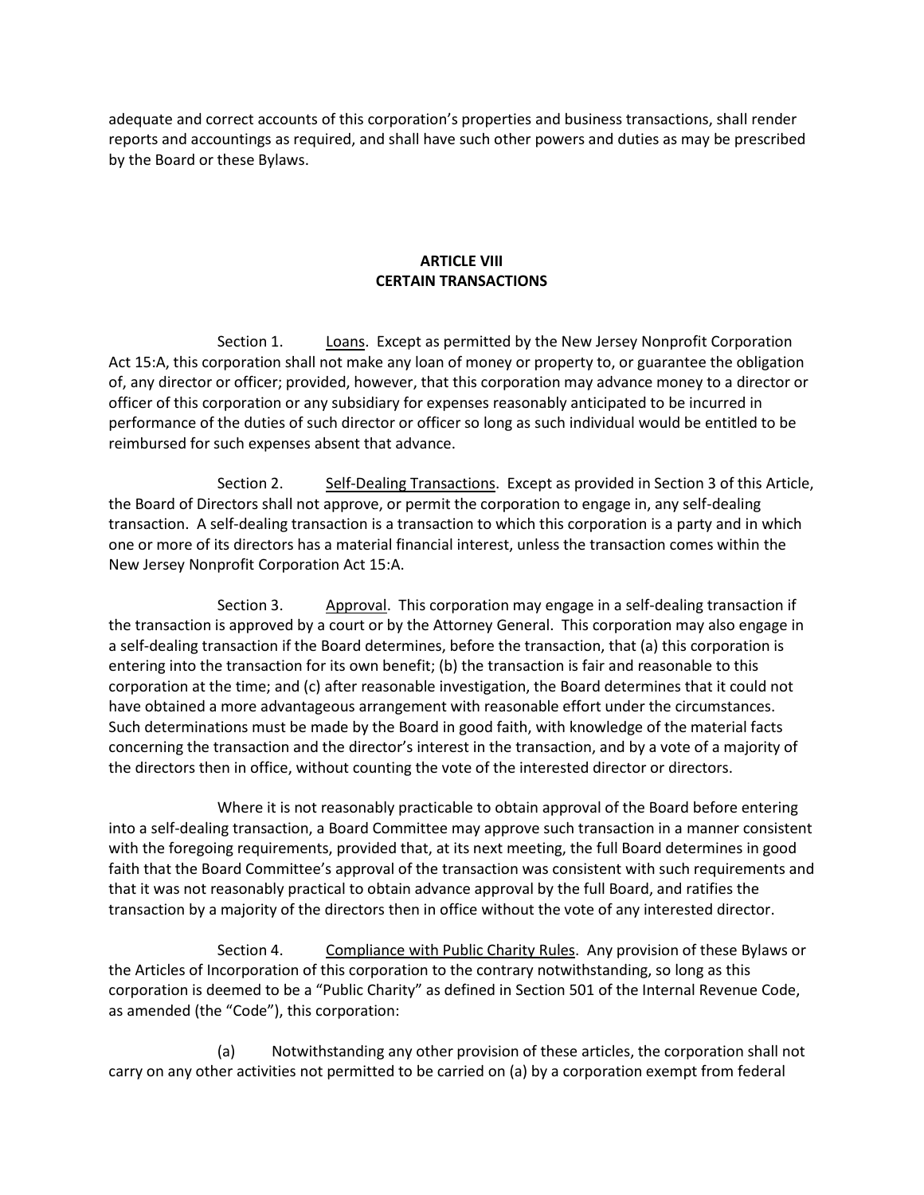adequate and correct accounts of this corporation's properties and business transactions, shall render reports and accountings as required, and shall have such other powers and duties as may be prescribed by the Board or these Bylaws.

## ARTICLE VIII
## CERTAIN TRANSACTIONS

Section 1. Loans. Except as permitted by the New Jersey Nonprofit Corporation Act 15:A, this corporation shall not make any loan of money or property to, or guarantee the obligation of, any director or officer; provided, however, that this corporation may advance money to a director or officer of this corporation or any subsidiary for expenses reasonably anticipated to be incurred in performance of the duties of such director or officer so long as such individual would be entitled to be reimbursed for such expenses absent that advance.

Section 2. Self-Dealing Transactions. Except as provided in Section 3 of this Article, the Board of Directors shall not approve, or permit the corporation to engage in, any self-dealing transaction. A self-dealing transaction is a transaction to which this corporation is a party and in which one or more of its directors has a material financial interest, unless the transaction comes within the New Jersey Nonprofit Corporation Act 15:A.

Section 3. Approval. This corporation may engage in a self-dealing transaction if the transaction is approved by a court or by the Attorney General. This corporation may also engage in a self-dealing transaction if the Board determines, before the transaction, that (a) this corporation is entering into the transaction for its own benefit; (b) the transaction is fair and reasonable to this corporation at the time; and (c) after reasonable investigation, the Board determines that it could not have obtained a more advantageous arrangement with reasonable effort under the circumstances. Such determinations must be made by the Board in good faith, with knowledge of the material facts concerning the transaction and the director's interest in the transaction, and by a vote of a majority of the directors then in office, without counting the vote of the interested director or directors.

Where it is not reasonably practicable to obtain approval of the Board before entering into a self-dealing transaction, a Board Committee may approve such transaction in a manner consistent with the foregoing requirements, provided that, at its next meeting, the full Board determines in good faith that the Board Committee's approval of the transaction was consistent with such requirements and that it was not reasonably practical to obtain advance approval by the full Board, and ratifies the transaction by a majority of the directors then in office without the vote of any interested director.

Section 4. Compliance with Public Charity Rules. Any provision of these Bylaws or the Articles of Incorporation of this corporation to the contrary notwithstanding, so long as this corporation is deemed to be a "Public Charity" as defined in Section 501 of the Internal Revenue Code, as amended (the "Code"), this corporation:

(a) Notwithstanding any other provision of these articles, the corporation shall not carry on any other activities not permitted to be carried on (a) by a corporation exempt from federal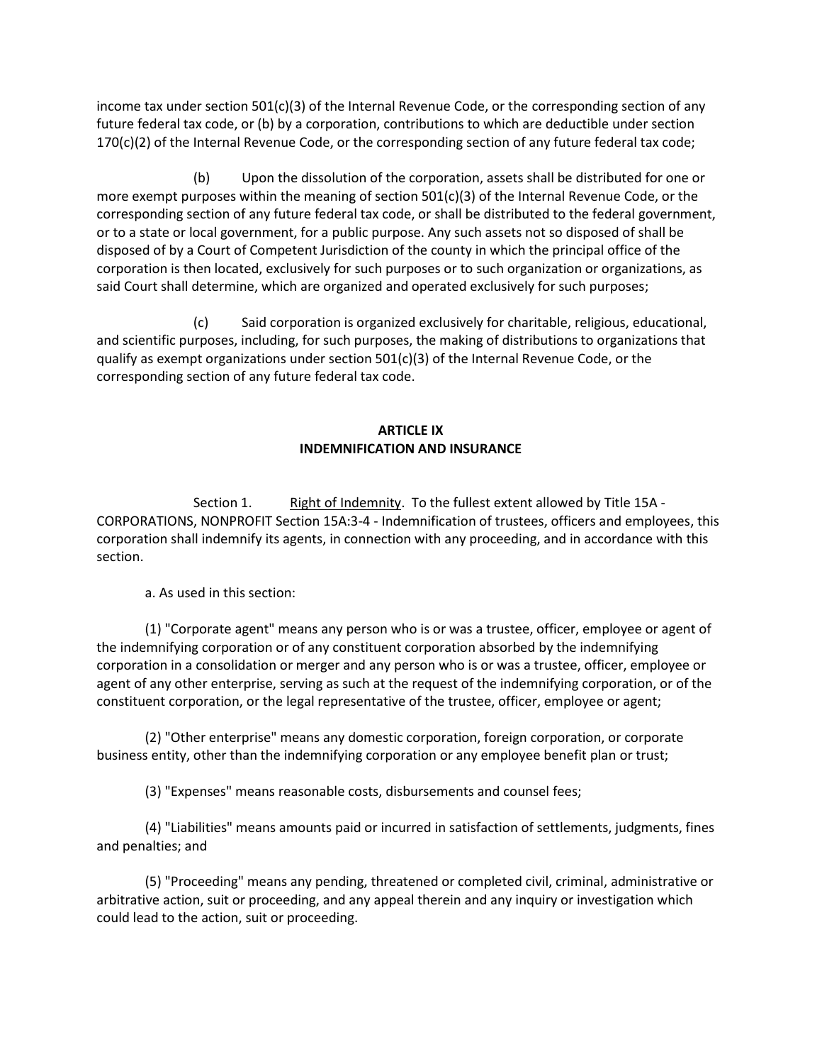income tax under section 501(c)(3) of the Internal Revenue Code, or the corresponding section of any future federal tax code, or (b) by a corporation, contributions to which are deductible under section 170(c)(2) of the Internal Revenue Code, or the corresponding section of any future federal tax code;

(b) Upon the dissolution of the corporation, assets shall be distributed for one or more exempt purposes within the meaning of section 501(c)(3) of the Internal Revenue Code, or the corresponding section of any future federal tax code, or shall be distributed to the federal government, or to a state or local government, for a public purpose. Any such assets not so disposed of shall be disposed of by a Court of Competent Jurisdiction of the county in which the principal office of the corporation is then located, exclusively for such purposes or to such organization or organizations, as said Court shall determine, which are organized and operated exclusively for such purposes;

(c) Said corporation is organized exclusively for charitable, religious, educational, and scientific purposes, including, for such purposes, the making of distributions to organizations that qualify as exempt organizations under section 501(c)(3) of the Internal Revenue Code, or the corresponding section of any future federal tax code.

## ARTICLE IX
## INDEMNIFICATION AND INSURANCE

Section 1. Right of Indemnity. To the fullest extent allowed by Title 15A - CORPORATIONS, NONPROFIT Section 15A:3-4 - Indemnification of trustees, officers and employees, this corporation shall indemnify its agents, in connection with any proceeding, and in accordance with this section.

a. As used in this section:

(1) "Corporate agent" means any person who is or was a trustee, officer, employee or agent of the indemnifying corporation or of any constituent corporation absorbed by the indemnifying corporation in a consolidation or merger and any person who is or was a trustee, officer, employee or agent of any other enterprise, serving as such at the request of the indemnifying corporation, or of the constituent corporation, or the legal representative of the trustee, officer, employee or agent;

(2) "Other enterprise" means any domestic corporation, foreign corporation, or corporate business entity, other than the indemnifying corporation or any employee benefit plan or trust;

(3) "Expenses" means reasonable costs, disbursements and counsel fees;

(4) "Liabilities" means amounts paid or incurred in satisfaction of settlements, judgments, fines and penalties; and

(5) "Proceeding" means any pending, threatened or completed civil, criminal, administrative or arbitrative action, suit or proceeding, and any appeal therein and any inquiry or investigation which could lead to the action, suit or proceeding.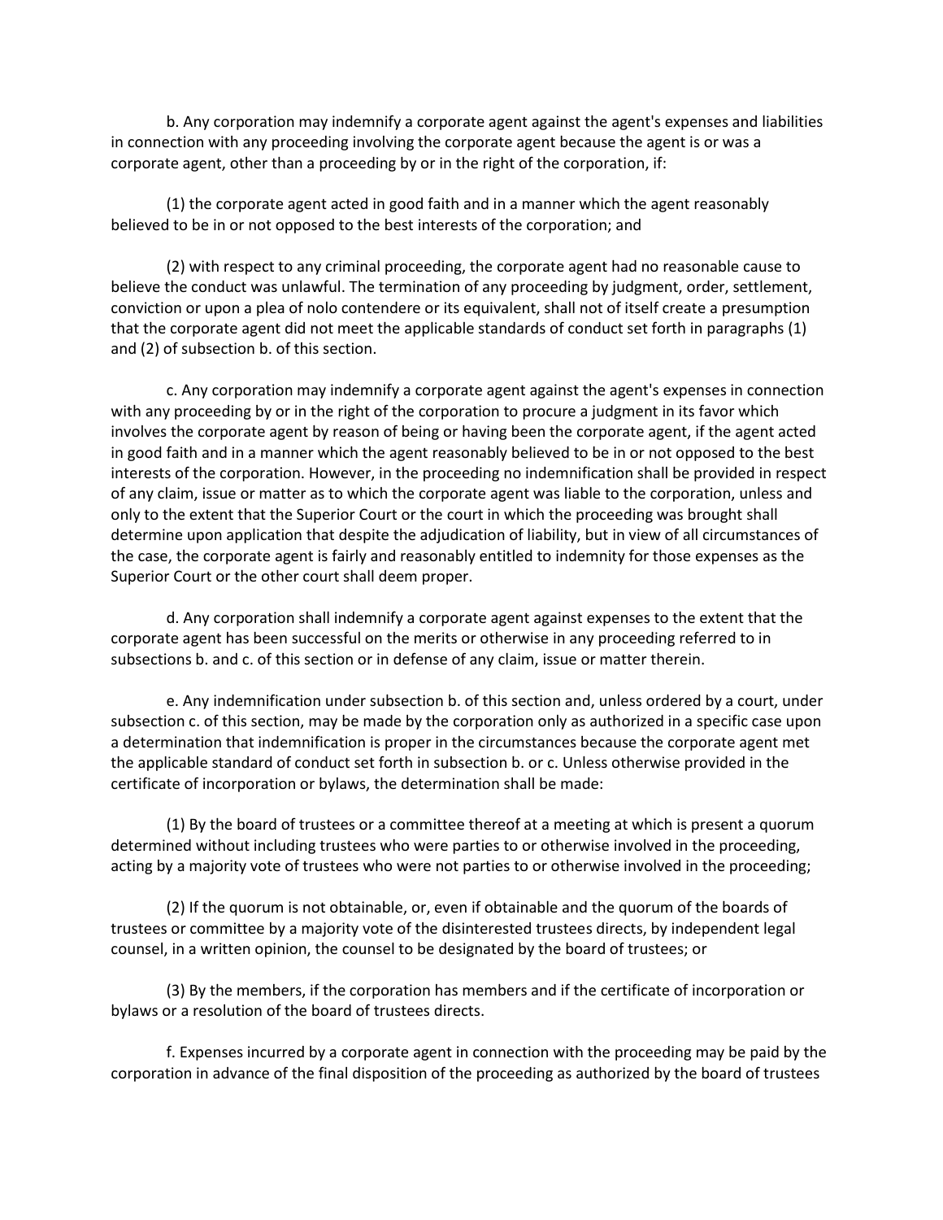b. Any corporation may indemnify a corporate agent against the agent's expenses and liabilities in connection with any proceeding involving the corporate agent because the agent is or was a corporate agent, other than a proceeding by or in the right of the corporation, if:

(1) the corporate agent acted in good faith and in a manner which the agent reasonably believed to be in or not opposed to the best interests of the corporation; and

(2) with respect to any criminal proceeding, the corporate agent had no reasonable cause to believe the conduct was unlawful. The termination of any proceeding by judgment, order, settlement, conviction or upon a plea of nolo contendere or its equivalent, shall not of itself create a presumption that the corporate agent did not meet the applicable standards of conduct set forth in paragraphs (1) and (2) of subsection b. of this section.

c. Any corporation may indemnify a corporate agent against the agent's expenses in connection with any proceeding by or in the right of the corporation to procure a judgment in its favor which involves the corporate agent by reason of being or having been the corporate agent, if the agent acted in good faith and in a manner which the agent reasonably believed to be in or not opposed to the best interests of the corporation. However, in the proceeding no indemnification shall be provided in respect of any claim, issue or matter as to which the corporate agent was liable to the corporation, unless and only to the extent that the Superior Court or the court in which the proceeding was brought shall determine upon application that despite the adjudication of liability, but in view of all circumstances of the case, the corporate agent is fairly and reasonably entitled to indemnity for those expenses as the Superior Court or the other court shall deem proper.

d. Any corporation shall indemnify a corporate agent against expenses to the extent that the corporate agent has been successful on the merits or otherwise in any proceeding referred to in subsections b. and c. of this section or in defense of any claim, issue or matter therein.

e. Any indemnification under subsection b. of this section and, unless ordered by a court, under subsection c. of this section, may be made by the corporation only as authorized in a specific case upon a determination that indemnification is proper in the circumstances because the corporate agent met the applicable standard of conduct set forth in subsection b. or c. Unless otherwise provided in the certificate of incorporation or bylaws, the determination shall be made:

(1) By the board of trustees or a committee thereof at a meeting at which is present a quorum determined without including trustees who were parties to or otherwise involved in the proceeding, acting by a majority vote of trustees who were not parties to or otherwise involved in the proceeding;

(2) If the quorum is not obtainable, or, even if obtainable and the quorum of the boards of trustees or committee by a majority vote of the disinterested trustees directs, by independent legal counsel, in a written opinion, the counsel to be designated by the board of trustees; or

(3) By the members, if the corporation has members and if the certificate of incorporation or bylaws or a resolution of the board of trustees directs.

f. Expenses incurred by a corporate agent in connection with the proceeding may be paid by the corporation in advance of the final disposition of the proceeding as authorized by the board of trustees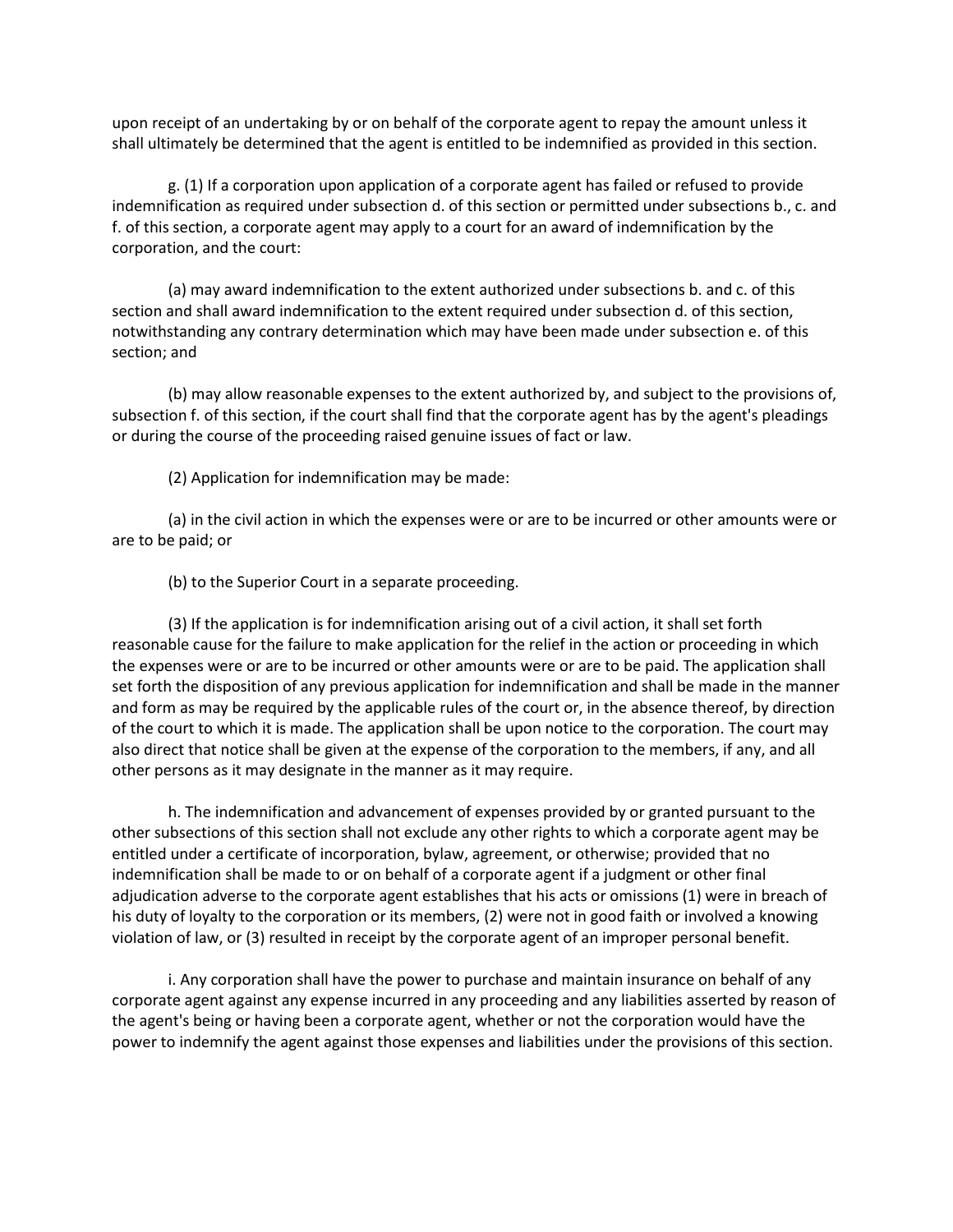upon receipt of an undertaking by or on behalf of the corporate agent to repay the amount unless it shall ultimately be determined that the agent is entitled to be indemnified as provided in this section.

g. (1) If a corporation upon application of a corporate agent has failed or refused to provide indemnification as required under subsection d. of this section or permitted under subsections b., c. and f. of this section, a corporate agent may apply to a court for an award of indemnification by the corporation, and the court:

(a) may award indemnification to the extent authorized under subsections b. and c. of this section and shall award indemnification to the extent required under subsection d. of this section, notwithstanding any contrary determination which may have been made under subsection e. of this section; and

(b) may allow reasonable expenses to the extent authorized by, and subject to the provisions of, subsection f. of this section, if the court shall find that the corporate agent has by the agent's pleadings or during the course of the proceeding raised genuine issues of fact or law.

(2) Application for indemnification may be made:

(a) in the civil action in which the expenses were or are to be incurred or other amounts were or are to be paid; or

(b) to the Superior Court in a separate proceeding.

(3) If the application is for indemnification arising out of a civil action, it shall set forth reasonable cause for the failure to make application for the relief in the action or proceeding in which the expenses were or are to be incurred or other amounts were or are to be paid. The application shall set forth the disposition of any previous application for indemnification and shall be made in the manner and form as may be required by the applicable rules of the court or, in the absence thereof, by direction of the court to which it is made. The application shall be upon notice to the corporation. The court may also direct that notice shall be given at the expense of the corporation to the members, if any, and all other persons as it may designate in the manner as it may require.

h. The indemnification and advancement of expenses provided by or granted pursuant to the other subsections of this section shall not exclude any other rights to which a corporate agent may be entitled under a certificate of incorporation, bylaw, agreement, or otherwise; provided that no indemnification shall be made to or on behalf of a corporate agent if a judgment or other final adjudication adverse to the corporate agent establishes that his acts or omissions (1) were in breach of his duty of loyalty to the corporation or its members, (2) were not in good faith or involved a knowing violation of law, or (3) resulted in receipt by the corporate agent of an improper personal benefit.

i. Any corporation shall have the power to purchase and maintain insurance on behalf of any corporate agent against any expense incurred in any proceeding and any liabilities asserted by reason of the agent's being or having been a corporate agent, whether or not the corporation would have the power to indemnify the agent against those expenses and liabilities under the provisions of this section.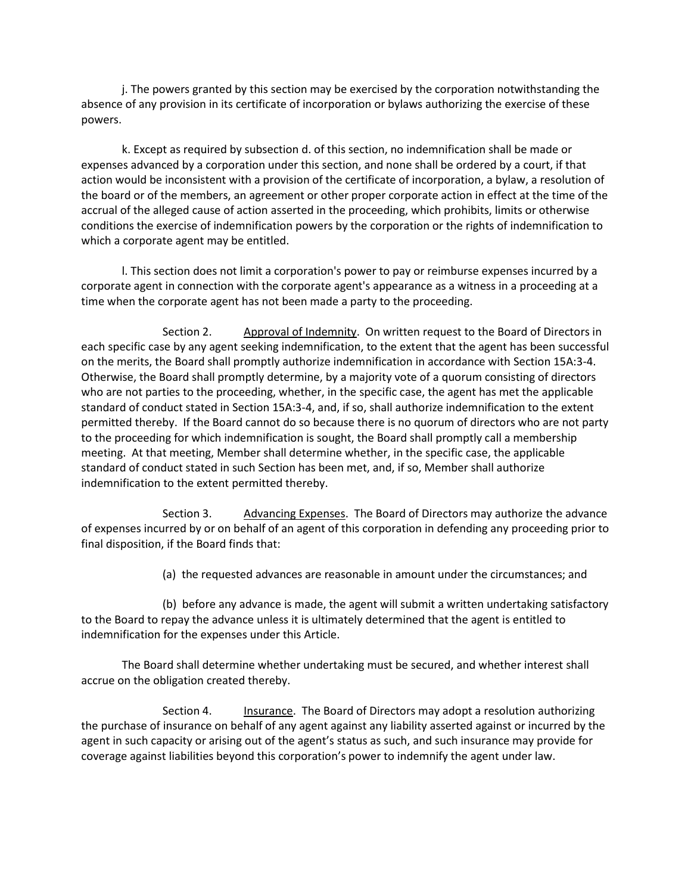j. The powers granted by this section may be exercised by the corporation notwithstanding the absence of any provision in its certificate of incorporation or bylaws authorizing the exercise of these powers.

k. Except as required by subsection d. of this section, no indemnification shall be made or expenses advanced by a corporation under this section, and none shall be ordered by a court, if that action would be inconsistent with a provision of the certificate of incorporation, a bylaw, a resolution of the board or of the members, an agreement or other proper corporate action in effect at the time of the accrual of the alleged cause of action asserted in the proceeding, which prohibits, limits or otherwise conditions the exercise of indemnification powers by the corporation or the rights of indemnification to which a corporate agent may be entitled.

l. This section does not limit a corporation's power to pay or reimburse expenses incurred by a corporate agent in connection with the corporate agent's appearance as a witness in a proceeding at a time when the corporate agent has not been made a party to the proceeding.

Section 2. Approval of Indemnity. On written request to the Board of Directors in each specific case by any agent seeking indemnification, to the extent that the agent has been successful on the merits, the Board shall promptly authorize indemnification in accordance with Section 15A:3-4. Otherwise, the Board shall promptly determine, by a majority vote of a quorum consisting of directors who are not parties to the proceeding, whether, in the specific case, the agent has met the applicable standard of conduct stated in Section 15A:3-4, and, if so, shall authorize indemnification to the extent permitted thereby. If the Board cannot do so because there is no quorum of directors who are not party to the proceeding for which indemnification is sought, the Board shall promptly call a membership meeting. At that meeting, Member shall determine whether, in the specific case, the applicable standard of conduct stated in such Section has been met, and, if so, Member shall authorize indemnification to the extent permitted thereby.

Section 3. Advancing Expenses. The Board of Directors may authorize the advance of expenses incurred by or on behalf of an agent of this corporation in defending any proceeding prior to final disposition, if the Board finds that:

(a) the requested advances are reasonable in amount under the circumstances; and

(b) before any advance is made, the agent will submit a written undertaking satisfactory to the Board to repay the advance unless it is ultimately determined that the agent is entitled to indemnification for the expenses under this Article.

The Board shall determine whether undertaking must be secured, and whether interest shall accrue on the obligation created thereby.

Section 4. Insurance. The Board of Directors may adopt a resolution authorizing the purchase of insurance on behalf of any agent against any liability asserted against or incurred by the agent in such capacity or arising out of the agent's status as such, and such insurance may provide for coverage against liabilities beyond this corporation's power to indemnify the agent under law.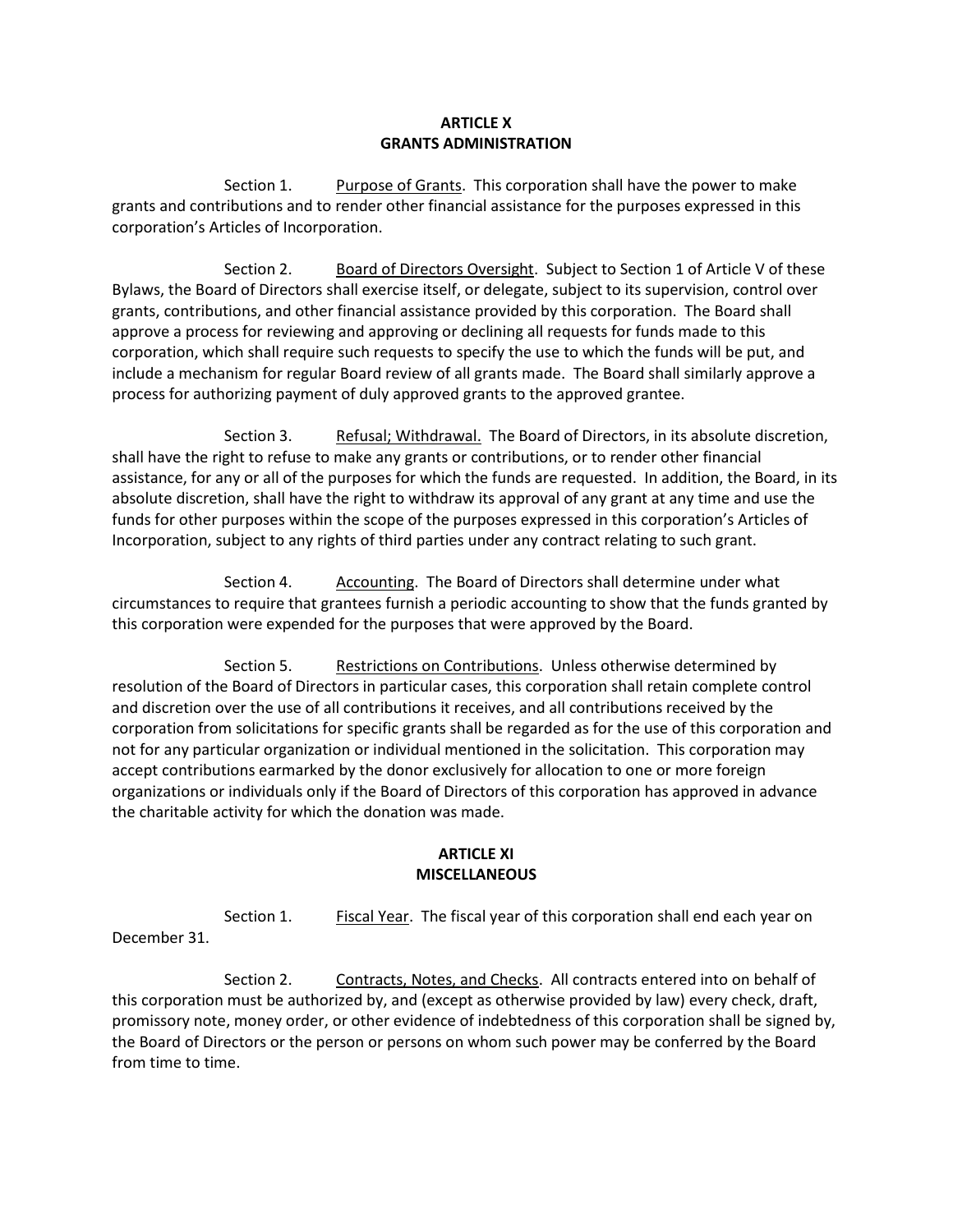## ARTICLE X
## GRANTS ADMINISTRATION

Section 1. Purpose of Grants. This corporation shall have the power to make grants and contributions and to render other financial assistance for the purposes expressed in this corporation's Articles of Incorporation.

Section 2. Board of Directors Oversight. Subject to Section 1 of Article V of these Bylaws, the Board of Directors shall exercise itself, or delegate, subject to its supervision, control over grants, contributions, and other financial assistance provided by this corporation. The Board shall approve a process for reviewing and approving or declining all requests for funds made to this corporation, which shall require such requests to specify the use to which the funds will be put, and include a mechanism for regular Board review of all grants made. The Board shall similarly approve a process for authorizing payment of duly approved grants to the approved grantee.

Section 3. Refusal; Withdrawal. The Board of Directors, in its absolute discretion, shall have the right to refuse to make any grants or contributions, or to render other financial assistance, for any or all of the purposes for which the funds are requested. In addition, the Board, in its absolute discretion, shall have the right to withdraw its approval of any grant at any time and use the funds for other purposes within the scope of the purposes expressed in this corporation's Articles of Incorporation, subject to any rights of third parties under any contract relating to such grant.

Section 4. Accounting. The Board of Directors shall determine under what circumstances to require that grantees furnish a periodic accounting to show that the funds granted by this corporation were expended for the purposes that were approved by the Board.

Section 5. Restrictions on Contributions. Unless otherwise determined by resolution of the Board of Directors in particular cases, this corporation shall retain complete control and discretion over the use of all contributions it receives, and all contributions received by the corporation from solicitations for specific grants shall be regarded as for the use of this corporation and not for any particular organization or individual mentioned in the solicitation. This corporation may accept contributions earmarked by the donor exclusively for allocation to one or more foreign organizations or individuals only if the Board of Directors of this corporation has approved in advance the charitable activity for which the donation was made.

## ARTICLE XI
## MISCELLANEOUS

Section 1. Fiscal Year. The fiscal year of this corporation shall end each year on December 31.

Section 2. Contracts, Notes, and Checks. All contracts entered into on behalf of this corporation must be authorized by, and (except as otherwise provided by law) every check, draft, promissory note, money order, or other evidence of indebtedness of this corporation shall be signed by, the Board of Directors or the person or persons on whom such power may be conferred by the Board from time to time.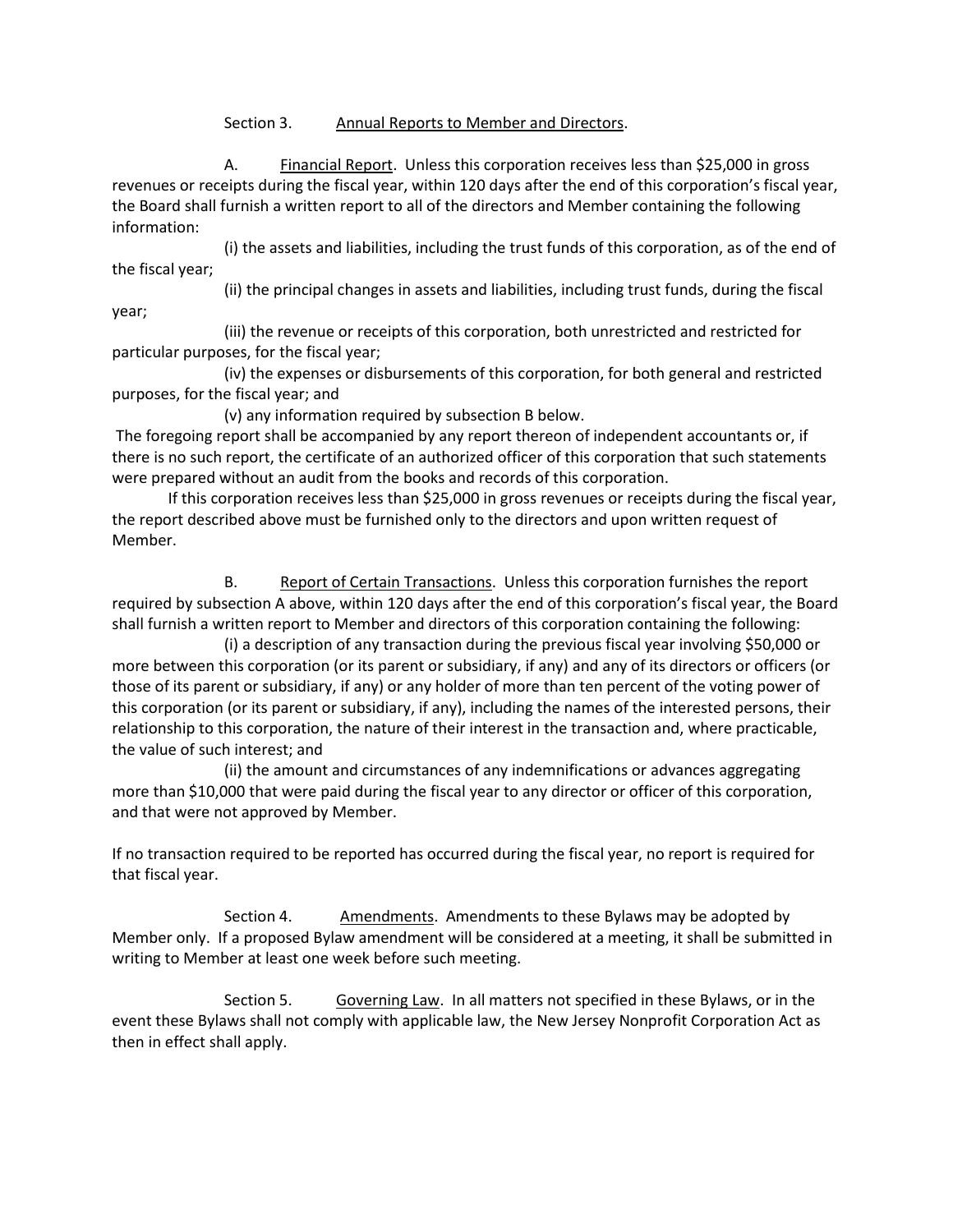Section 3. <u>Annual Reports to Member and Directors</u>.

A. <u>Financial Report</u>. Unless this corporation receives less than $25,000 in gross revenues or receipts during the fiscal year, within 120 days after the end of this corporation's fiscal year, the Board shall furnish a written report to all of the directors and Member containing the following information:

(i) the assets and liabilities, including the trust funds of this corporation, as of the end of the fiscal year;

(ii) the principal changes in assets and liabilities, including trust funds, during the fiscal year;

(iii) the revenue or receipts of this corporation, both unrestricted and restricted for particular purposes, for the fiscal year;

(iv) the expenses or disbursements of this corporation, for both general and restricted purposes, for the fiscal year; and

(v) any information required by subsection B below.

The foregoing report shall be accompanied by any report thereon of independent accountants or, if there is no such report, the certificate of an authorized officer of this corporation that such statements were prepared without an audit from the books and records of this corporation.

If this corporation receives less than $25,000 in gross revenues or receipts during the fiscal year, the report described above must be furnished only to the directors and upon written request of Member.

B. <u>Report of Certain Transactions</u>. Unless this corporation furnishes the report required by subsection A above, within 120 days after the end of this corporation's fiscal year, the Board shall furnish a written report to Member and directors of this corporation containing the following:

(i) a description of any transaction during the previous fiscal year involving $50,000 or more between this corporation (or its parent or subsidiary, if any) and any of its directors or officers (or those of its parent or subsidiary, if any) or any holder of more than ten percent of the voting power of this corporation (or its parent or subsidiary, if any), including the names of the interested persons, their relationship to this corporation, the nature of their interest in the transaction and, where practicable, the value of such interest; and

(ii) the amount and circumstances of any indemnifications or advances aggregating more than $10,000 that were paid during the fiscal year to any director or officer of this corporation, and that were not approved by Member.

If no transaction required to be reported has occurred during the fiscal year, no report is required for that fiscal year.

Section 4. <u>Amendments</u>. Amendments to these Bylaws may be adopted by Member only. If a proposed Bylaw amendment will be considered at a meeting, it shall be submitted in writing to Member at least one week before such meeting.

Section 5. <u>Governing Law</u>. In all matters not specified in these Bylaws, or in the event these Bylaws shall not comply with applicable law, the New Jersey Nonprofit Corporation Act as then in effect shall apply.